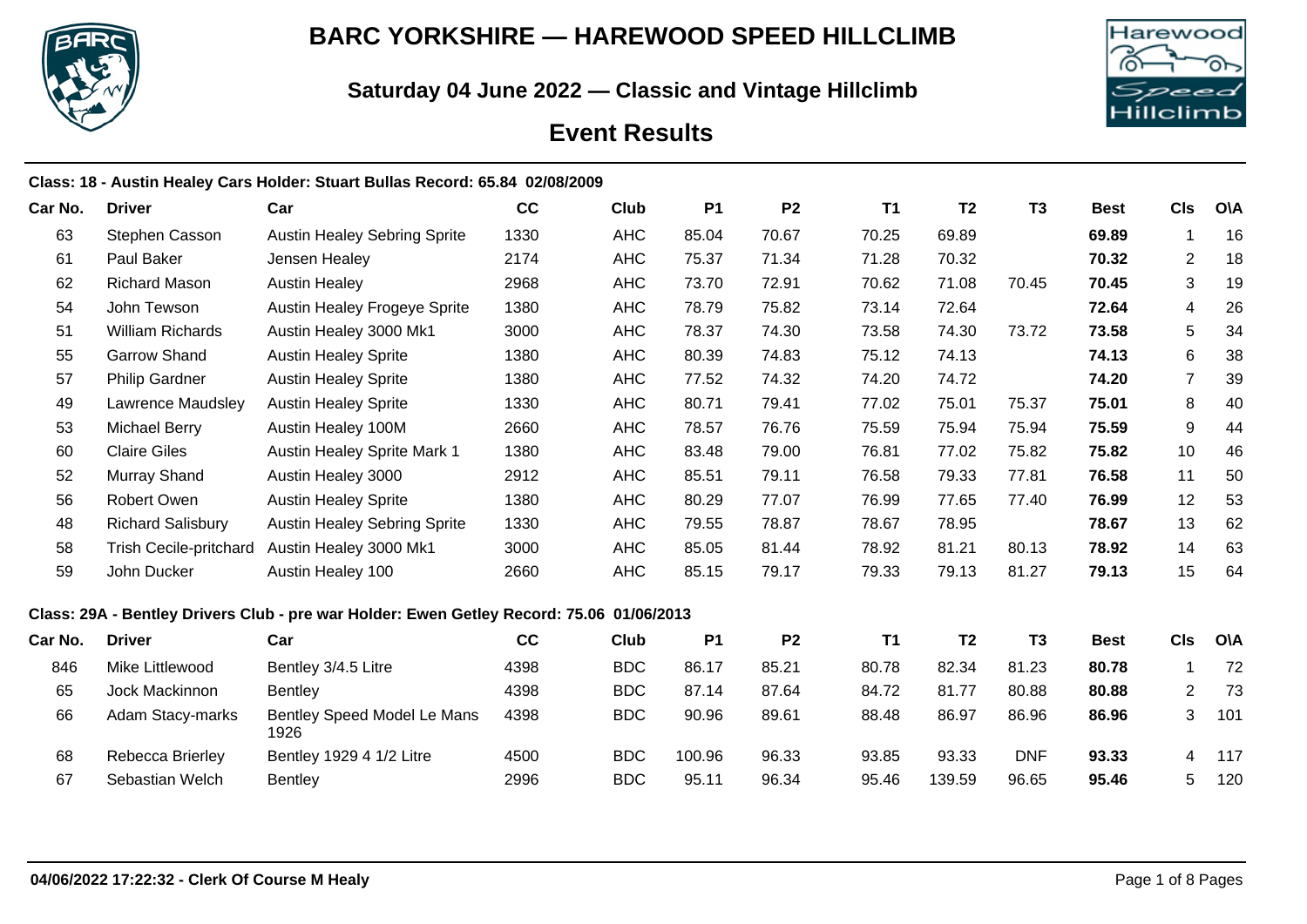# BARC YORKSHIRE — HAREWOOD SPEED HILLCLIMB

## Saturday 04 June 2022 — Classic and Vintage Hillclimb

## Event Results

**Class: 18 - Austin Healey Cars Holder: Stuart Bullas Record: 65.84 02/08/2009**

| Car No. | Driver | Car | CC | Club | P1 | P2 | T1 | T2 | T3 | Best | Cls | O\A |
|---|---|---|---|---|---|---|---|---|---|---|---|---|
| 63 | Stephen Casson | Austin Healey Sebring Sprite | 1330 | AHC | 85.04 | 70.67 | 70.25 | 69.89 | | **69.89** | 1 | 16 |
| 61 | Paul Baker | Jensen Healey | 2174 | AHC | 75.37 | 71.34 | 71.28 | 70.32 | | **70.32** | 2 | 18 |
| 62 | Richard Mason | Austin Healey | 2968 | AHC | 73.70 | 72.91 | 70.62 | 71.08 | 70.45 | **70.45** | 3 | 19 |
| 54 | John Tewson | Austin Healey Frogeye Sprite | 1380 | AHC | 78.79 | 75.82 | 73.14 | 72.64 | | **72.64** | 4 | 26 |
| 51 | William Richards | Austin Healey 3000 Mk1 | 3000 | AHC | 78.37 | 74.30 | 73.58 | 74.30 | 73.72 | **73.58** | 5 | 34 |
| 55 | Garrow Shand | Austin Healey Sprite | 1380 | AHC | 80.39 | 74.83 | 75.12 | 74.13 | | **74.13** | 6 | 38 |
| 57 | Philip Gardner | Austin Healey Sprite | 1380 | AHC | 77.52 | 74.32 | 74.20 | 74.72 | | **74.20** | 7 | 39 |
| 49 | Lawrence Maudsley | Austin Healey Sprite | 1330 | AHC | 80.71 | 79.41 | 77.02 | 75.01 | 75.37 | **75.01** | 8 | 40 |
| 53 | Michael Berry | Austin Healey 100M | 2660 | AHC | 78.57 | 76.76 | 75.59 | 75.94 | 75.94 | **75.59** | 9 | 44 |
| 60 | Claire Giles | Austin Healey Sprite Mark 1 | 1380 | AHC | 83.48 | 79.00 | 76.81 | 77.02 | 75.82 | **75.82** | 10 | 46 |
| 52 | Murray Shand | Austin Healey 3000 | 2912 | AHC | 85.51 | 79.11 | 76.58 | 79.33 | 77.81 | **76.58** | 11 | 50 |
| 56 | Robert Owen | Austin Healey Sprite | 1380 | AHC | 80.29 | 77.07 | 76.99 | 77.65 | 77.40 | **76.99** | 12 | 53 |
| 48 | Richard Salisbury | Austin Healey Sebring Sprite | 1330 | AHC | 79.55 | 78.87 | 78.67 | 78.95 | | **78.67** | 13 | 62 |
| 58 | Trish Cecile-pritchard | Austin Healey 3000 Mk1 | 3000 | AHC | 85.05 | 81.44 | 78.92 | 81.21 | 80.13 | **78.92** | 14 | 63 |
| 59 | John Ducker | Austin Healey 100 | 2660 | AHC | 85.15 | 79.17 | 79.33 | 79.13 | 81.27 | **79.13** | 15 | 64 |

**Class: 29A - Bentley Drivers Club - pre war Holder: Ewen Getley Record: 75.06 01/06/2013**

| Car No. | Driver | Car | CC | Club | P1 | P2 | T1 | T2 | T3 | Best | Cls | O\A |
|---|---|---|---|---|---|---|---|---|---|---|---|---|
| 846 | Mike Littlewood | Bentley 3/4.5 Litre | 4398 | BDC | 86.17 | 85.21 | 80.78 | 82.34 | 81.23 | **80.78** | 1 | 72 |
| 65 | Jock Mackinnon | Bentley | 4398 | BDC | 87.14 | 87.64 | 84.72 | 81.77 | 80.88 | **80.88** | 2 | 73 |
| 66 | Adam Stacy-marks | Bentley Speed Model Le Mans 1926 | 4398 | BDC | 90.96 | 89.61 | 88.48 | 86.97 | 86.96 | **86.96** | 3 | 101 |
| 68 | Rebecca Brierley | Bentley 1929 4 1/2 Litre | 4500 | BDC | 100.96 | 96.33 | 93.85 | 93.33 | DNF | **93.33** | 4 | 117 |
| 67 | Sebastian Welch | Bentley | 2996 | BDC | 95.11 | 96.34 | 95.46 | 139.59 | 96.65 | **95.46** | 5 | 120 |

**04/06/2022 17:22:32 - Clerk Of Course M Healy**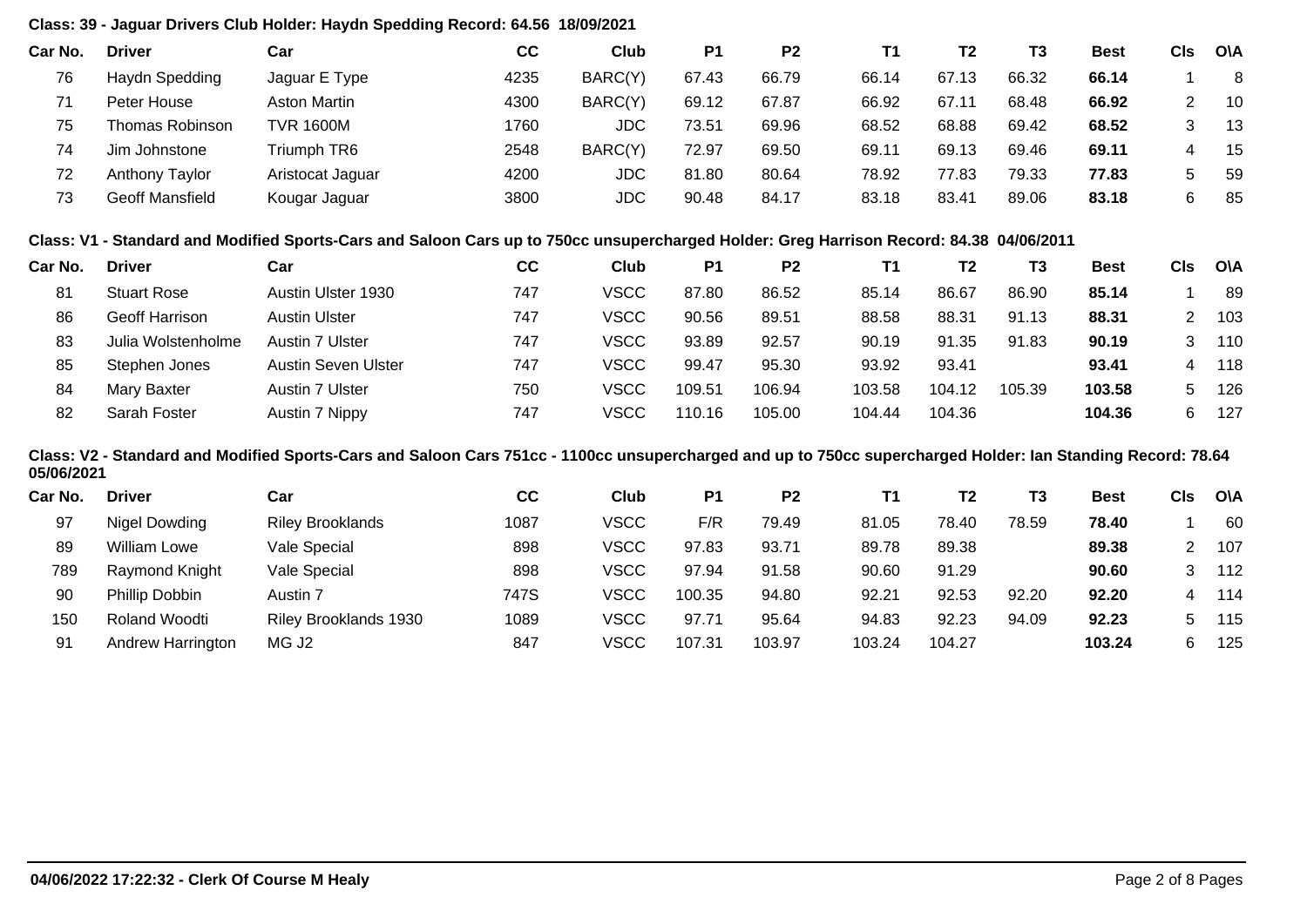**Class: 39 - Jaguar Drivers Club Holder: Haydn Spedding Record: 64.56 18/09/2021**

| Car No. | Driver | Car | CC | Club | P1 | P2 | T1 | T2 | T3 | Best | Cls | O\A |
|---|---|---|---|---|---|---|---|---|---|---|---|---|
| 76 | Haydn Spedding | Jaguar E Type | 4235 | BARC(Y) | 67.43 | 66.79 | 66.14 | 67.13 | 66.32 | **66.14** | 1 | 8 |
| 71 | Peter House | Aston Martin | 4300 | BARC(Y) | 69.12 | 67.87 | 66.92 | 67.11 | 68.48 | **66.92** | 2 | 10 |
| 75 | Thomas Robinson | TVR 1600M | 1760 | JDC | 73.51 | 69.96 | 68.52 | 68.88 | 69.42 | **68.52** | 3 | 13 |
| 74 | Jim Johnstone | Triumph TR6 | 2548 | BARC(Y) | 72.97 | 69.50 | 69.11 | 69.13 | 69.46 | **69.11** | 4 | 15 |
| 72 | Anthony Taylor | Aristocat Jaguar | 4200 | JDC | 81.80 | 80.64 | 78.92 | 77.83 | 79.33 | **77.83** | 5 | 59 |
| 73 | Geoff Mansfield | Kougar Jaguar | 3800 | JDC | 90.48 | 84.17 | 83.18 | 83.41 | 89.06 | **83.18** | 6 | 85 |

**Class: V1 - Standard and Modified Sports-Cars and Saloon Cars up to 750cc unsupercharged Holder: Greg Harrison Record: 84.38 04/06/2011**

| Car No. | Driver | Car | CC | Club | P1 | P2 | T1 | T2 | T3 | Best | Cls | O\A |
|---|---|---|---|---|---|---|---|---|---|---|---|---|
| 81 | Stuart Rose | Austin Ulster 1930 | 747 | VSCC | 87.80 | 86.52 | 85.14 | 86.67 | 86.90 | **85.14** | 1 | 89 |
| 86 | Geoff Harrison | Austin Ulster | 747 | VSCC | 90.56 | 89.51 | 88.58 | 88.31 | 91.13 | **88.31** | 2 | 103 |
| 83 | Julia Wolstenholme | Austin 7 Ulster | 747 | VSCC | 93.89 | 92.57 | 90.19 | 91.35 | 91.83 | **90.19** | 3 | 110 |
| 85 | Stephen Jones | Austin Seven Ulster | 747 | VSCC | 99.47 | 95.30 | 93.92 | 93.41 | | **93.41** | 4 | 118 |
| 84 | Mary Baxter | Austin 7 Ulster | 750 | VSCC | 109.51 | 106.94 | 103.58 | 104.12 | 105.39 | **103.58** | 5 | 126 |
| 82 | Sarah Foster | Austin 7 Nippy | 747 | VSCC | 110.16 | 105.00 | 104.44 | 104.36 | | **104.36** | 6 | 127 |

**Class: V2 - Standard and Modified Sports-Cars and Saloon Cars 751cc - 1100cc unsupercharged and up to 750cc supercharged Holder: Ian Standing Record: 78.64 05/06/2021**

| Car No. | Driver | Car | CC | Club | P1 | P2 | T1 | T2 | T3 | Best | Cls | O\A |
|---|---|---|---|---|---|---|---|---|---|---|---|---|
| 97 | Nigel Dowding | Riley Brooklands | 1087 | VSCC | F/R | 79.49 | 81.05 | 78.40 | 78.59 | **78.40** | 1 | 60 |
| 89 | William Lowe | Vale Special | 898 | VSCC | 97.83 | 93.71 | 89.78 | 89.38 | | **89.38** | 2 | 107 |
| 789 | Raymond Knight | Vale Special | 898 | VSCC | 97.94 | 91.58 | 90.60 | 91.29 | | **90.60** | 3 | 112 |
| 90 | Phillip Dobbin | Austin 7 | 747S | VSCC | 100.35 | 94.80 | 92.21 | 92.53 | 92.20 | **92.20** | 4 | 114 |
| 150 | Roland Woodti | Riley Brooklands 1930 | 1089 | VSCC | 97.71 | 95.64 | 94.83 | 92.23 | 94.09 | **92.23** | 5 | 115 |
| 91 | Andrew Harrington | MG J2 | 847 | VSCC | 107.31 | 103.97 | 103.24 | 104.27 | | **103.24** | 6 | 125 |

**04/06/2022 17:22:32 - Clerk Of Course M Healy**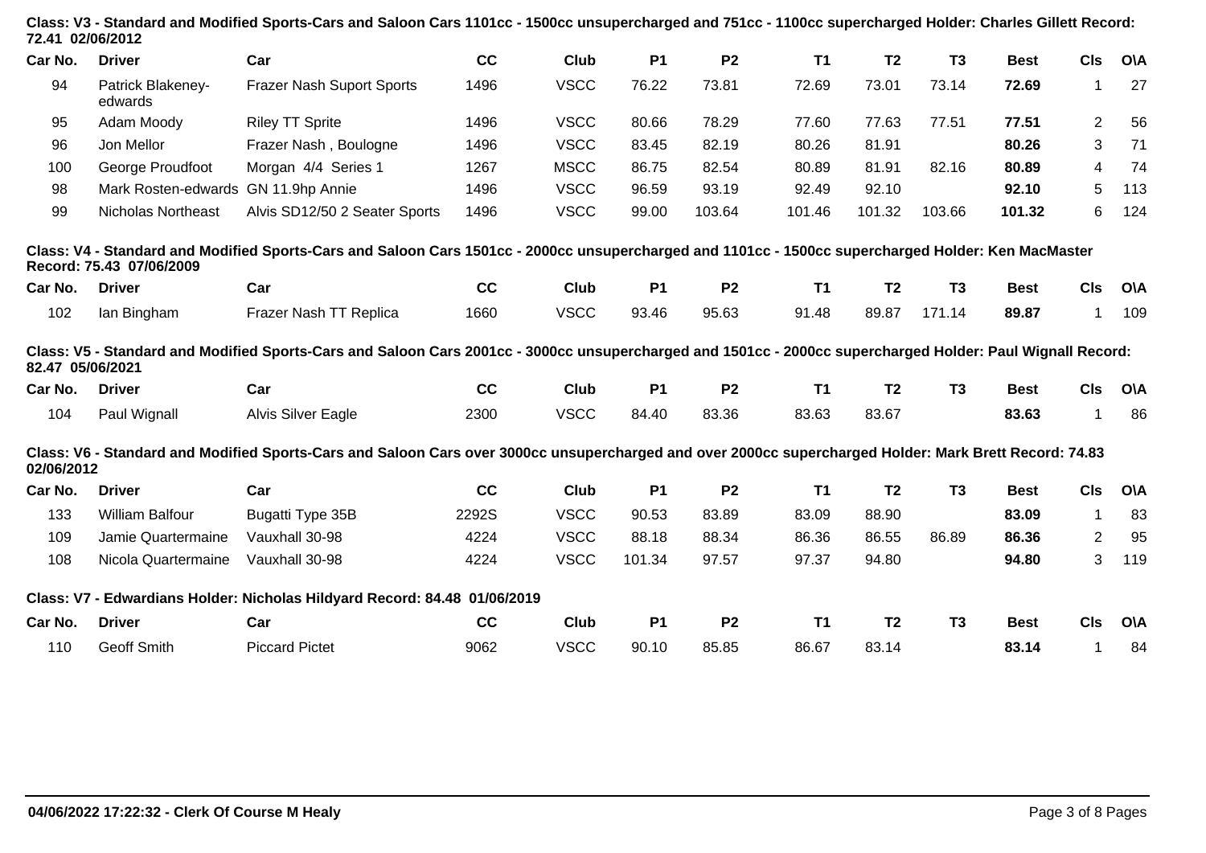**Class: V3 - Standard and Modified Sports-Cars and Saloon Cars 1101cc - 1500cc unsupercharged and 751cc - 1100cc supercharged Holder: Charles Gillett Record: 72.41 02/06/2012**

| Car No. | Driver | Car | CC | Club | P1 | P2 | T1 | T2 | T3 | Best | Cls | O\A |
|---|---|---|---|---|---|---|---|---|---|---|---|---|
| 94 | Patrick Blakeney-edwards | Frazer Nash Suport Sports | 1496 | VSCC | 76.22 | 73.81 | 72.69 | 73.01 | 73.14 | **72.69** | 1 | 27 |
| 95 | Adam Moody | Riley TT Sprite | 1496 | VSCC | 80.66 | 78.29 | 77.60 | 77.63 | 77.51 | **77.51** | 2 | 56 |
| 96 | Jon Mellor | Frazer Nash , Boulogne | 1496 | VSCC | 83.45 | 82.19 | 80.26 | 81.91 | | **80.26** | 3 | 71 |
| 100 | George Proudfoot | Morgan 4/4 Series 1 | 1267 | MSCC | 86.75 | 82.54 | 80.89 | 81.91 | 82.16 | **80.89** | 4 | 74 |
| 98 | Mark Rosten-edwards | GN 11.9hp Annie | 1496 | VSCC | 96.59 | 93.19 | 92.49 | 92.10 | | **92.10** | 5 | 113 |
| 99 | Nicholas Northeast | Alvis SD12/50 2 Seater Sports | 1496 | VSCC | 99.00 | 103.64 | 101.46 | 101.32 | 103.66 | **101.32** | 6 | 124 |

**Class: V4 - Standard and Modified Sports-Cars and Saloon Cars 1501cc - 2000cc unsupercharged and 1101cc - 1500cc supercharged Holder: Ken MacMaster Record: 75.43 07/06/2009**

| Car No. | Driver | Car | CC | Club | P1 | P2 | T1 | T2 | T3 | Best | Cls | O\A |
|---|---|---|---|---|---|---|---|---|---|---|---|---|
| 102 | Ian Bingham | Frazer Nash TT Replica | 1660 | VSCC | 93.46 | 95.63 | 91.48 | 89.87 | 171.14 | **89.87** | 1 | 109 |

**Class: V5 - Standard and Modified Sports-Cars and Saloon Cars 2001cc - 3000cc unsupercharged and 1501cc - 2000cc supercharged Holder: Paul Wignall Record: 82.47 05/06/2021**

| Car No. | Driver | Car | CC | Club | P1 | P2 | T1 | T2 | T3 | Best | Cls | O\A |
|---|---|---|---|---|---|---|---|---|---|---|---|---|
| 104 | Paul Wignall | Alvis Silver Eagle | 2300 | VSCC | 84.40 | 83.36 | 83.63 | 83.67 | | **83.63** | 1 | 86 |

**Class: V6 - Standard and Modified Sports-Cars and Saloon Cars over 3000cc unsupercharged and over 2000cc supercharged Holder: Mark Brett Record: 74.83 02/06/2012**

| Car No. | Driver | Car | CC | Club | P1 | P2 | T1 | T2 | T3 | Best | Cls | O\A |
|---|---|---|---|---|---|---|---|---|---|---|---|---|
| 133 | William Balfour | Bugatti Type 35B | 2292S | VSCC | 90.53 | 83.89 | 83.09 | 88.90 | | **83.09** | 1 | 83 |
| 109 | Jamie Quartermaine | Vauxhall 30-98 | 4224 | VSCC | 88.18 | 88.34 | 86.36 | 86.55 | 86.89 | **86.36** | 2 | 95 |
| 108 | Nicola Quartermaine | Vauxhall 30-98 | 4224 | VSCC | 101.34 | 97.57 | 97.37 | 94.80 | | **94.80** | 3 | 119 |

**Class: V7 - Edwardians Holder: Nicholas Hildyard Record: 84.48 01/06/2019**

| Car No. | Driver | Car | CC | Club | P1 | P2 | T1 | T2 | T3 | Best | Cls | O\A |
|---|---|---|---|---|---|---|---|---|---|---|---|---|
| 110 | Geoff Smith | Piccard Pictet | 9062 | VSCC | 90.10 | 85.85 | 86.67 | 83.14 | | **83.14** | 1 | 84 |

**04/06/2022 17:22:32 - Clerk Of Course M Healy**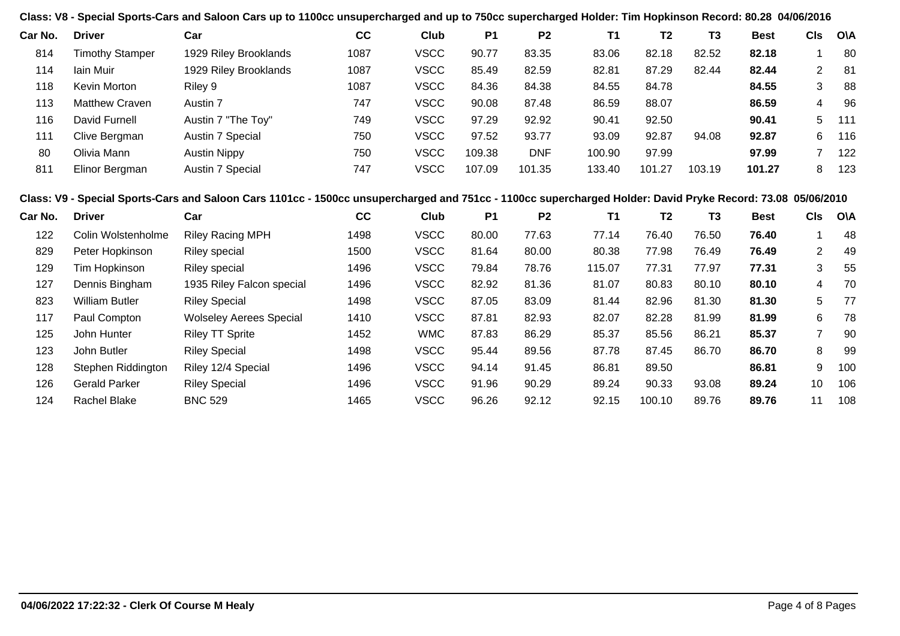**Class: V8 - Special Sports-Cars and Saloon Cars up to 1100cc unsupercharged and up to 750cc supercharged Holder: Tim Hopkinson Record: 80.28 04/06/2016**

| Car No. | Driver | Car | CC | Club | P1 | P2 | T1 | T2 | T3 | Best | Cls | O\A |
|---|---|---|---|---|---|---|---|---|---|---|---|---|
| 814 | Timothy Stamper | 1929 Riley Brooklands | 1087 | VSCC | 90.77 | 83.35 | 83.06 | 82.18 | 82.52 | **82.18** | 1 | 80 |
| 114 | Iain Muir | 1929 Riley Brooklands | 1087 | VSCC | 85.49 | 82.59 | 82.81 | 87.29 | 82.44 | **82.44** | 2 | 81 |
| 118 | Kevin Morton | Riley 9 | 1087 | VSCC | 84.36 | 84.38 | 84.55 | 84.78 | | **84.55** | 3 | 88 |
| 113 | Matthew Craven | Austin 7 | 747 | VSCC | 90.08 | 87.48 | 86.59 | 88.07 | | **86.59** | 4 | 96 |
| 116 | David Furnell | Austin 7 "The Toy" | 749 | VSCC | 97.29 | 92.92 | 90.41 | 92.50 | | **90.41** | 5 | 111 |
| 111 | Clive Bergman | Austin 7 Special | 750 | VSCC | 97.52 | 93.77 | 93.09 | 92.87 | 94.08 | **92.87** | 6 | 116 |
| 80 | Olivia Mann | Austin Nippy | 750 | VSCC | 109.38 | DNF | 100.90 | 97.99 | | **97.99** | 7 | 122 |
| 811 | Elinor Bergman | Austin 7 Special | 747 | VSCC | 107.09 | 101.35 | 133.40 | 101.27 | 103.19 | **101.27** | 8 | 123 |

**Class: V9 - Special Sports-Cars and Saloon Cars 1101cc - 1500cc unsupercharged and 751cc - 1100cc supercharged Holder: David Pryke Record: 73.08 05/06/2010**

| Car No. | Driver | Car | CC | Club | P1 | P2 | T1 | T2 | T3 | Best | Cls | O\A |
|---|---|---|---|---|---|---|---|---|---|---|---|---|
| 122 | Colin Wolstenholme | Riley Racing MPH | 1498 | VSCC | 80.00 | 77.63 | 77.14 | 76.40 | 76.50 | **76.40** | 1 | 48 |
| 829 | Peter Hopkinson | Riley special | 1500 | VSCC | 81.64 | 80.00 | 80.38 | 77.98 | 76.49 | **76.49** | 2 | 49 |
| 129 | Tim Hopkinson | Riley special | 1496 | VSCC | 79.84 | 78.76 | 115.07 | 77.31 | 77.97 | **77.31** | 3 | 55 |
| 127 | Dennis Bingham | 1935 Riley Falcon special | 1496 | VSCC | 82.92 | 81.36 | 81.07 | 80.83 | 80.10 | **80.10** | 4 | 70 |
| 823 | William Butler | Riley Special | 1498 | VSCC | 87.05 | 83.09 | 81.44 | 82.96 | 81.30 | **81.30** | 5 | 77 |
| 117 | Paul Compton | Wolseley Aerees Special | 1410 | VSCC | 87.81 | 82.93 | 82.07 | 82.28 | 81.99 | **81.99** | 6 | 78 |
| 125 | John Hunter | Riley TT Sprite | 1452 | WMC | 87.83 | 86.29 | 85.37 | 85.56 | 86.21 | **85.37** | 7 | 90 |
| 123 | John Butler | Riley Special | 1498 | VSCC | 95.44 | 89.56 | 87.78 | 87.45 | 86.70 | **86.70** | 8 | 99 |
| 128 | Stephen Riddington | Riley 12/4 Special | 1496 | VSCC | 94.14 | 91.45 | 86.81 | 89.50 | | **86.81** | 9 | 100 |
| 126 | Gerald Parker | Riley Special | 1496 | VSCC | 91.96 | 90.29 | 89.24 | 90.33 | 93.08 | **89.24** | 10 | 106 |
| 124 | Rachel Blake | BNC 529 | 1465 | VSCC | 96.26 | 92.12 | 92.15 | 100.10 | 89.76 | **89.76** | 11 | 108 |

**04/06/2022 17:22:32 - Clerk Of Course M Healy**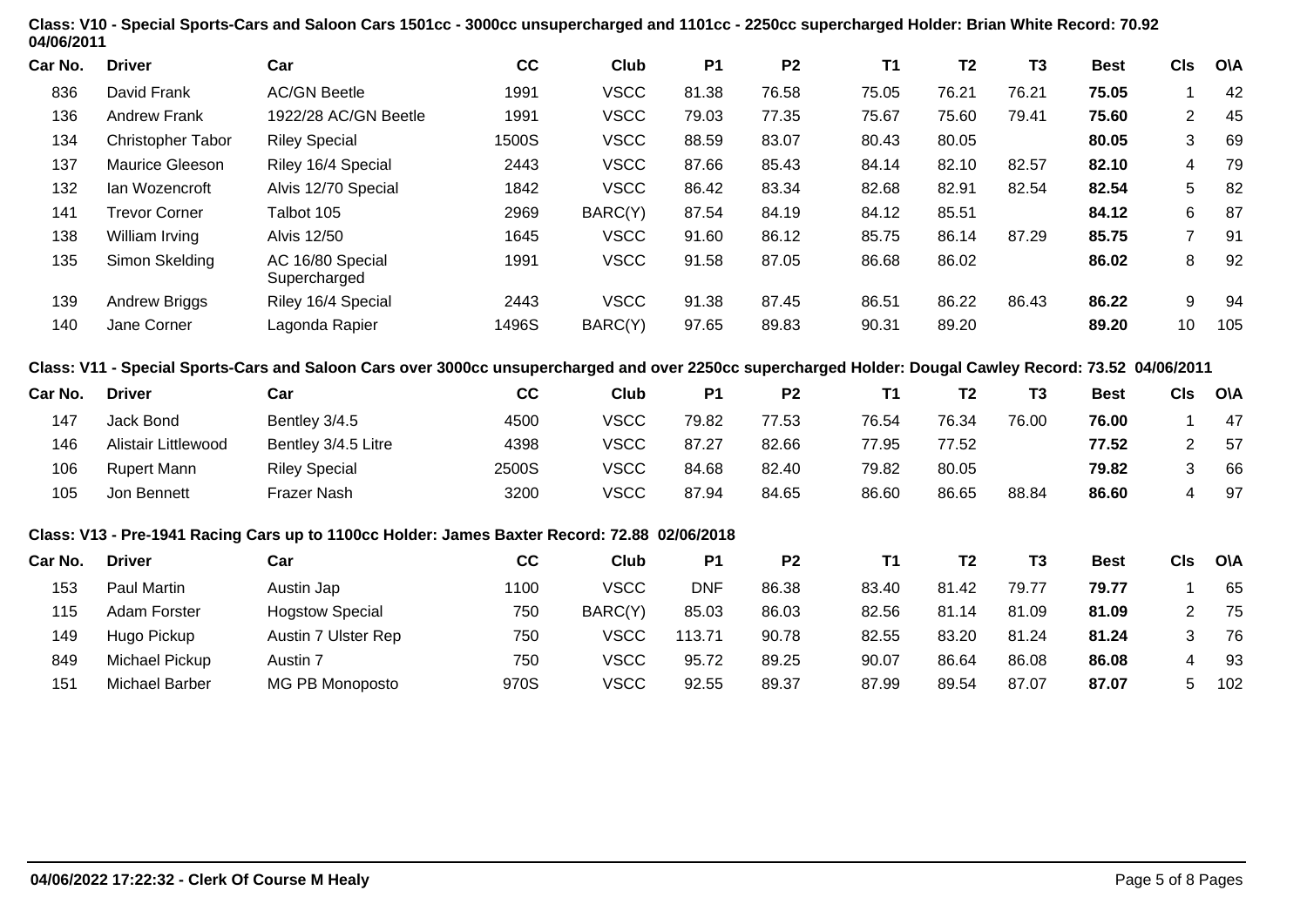**Class: V10 - Special Sports-Cars and Saloon Cars 1501cc - 3000cc unsupercharged and 1101cc - 2250cc supercharged Holder: Brian White Record: 70.92 04/06/2011**

| Car No. | Driver | Car | CC | Club | P1 | P2 | T1 | T2 | T3 | Best | Cls | O\A |
|---|---|---|---|---|---|---|---|---|---|---|---|---|
| 836 | David Frank | AC/GN Beetle | 1991 | VSCC | 81.38 | 76.58 | 75.05 | 76.21 | 76.21 | **75.05** | 1 | 42 |
| 136 | Andrew Frank | 1922/28 AC/GN Beetle | 1991 | VSCC | 79.03 | 77.35 | 75.67 | 75.60 | 79.41 | **75.60** | 2 | 45 |
| 134 | Christopher Tabor | Riley Special | 1500S | VSCC | 88.59 | 83.07 | 80.43 | 80.05 | | **80.05** | 3 | 69 |
| 137 | Maurice Gleeson | Riley 16/4 Special | 2443 | VSCC | 87.66 | 85.43 | 84.14 | 82.10 | 82.57 | **82.10** | 4 | 79 |
| 132 | Ian Wozencroft | Alvis 12/70 Special | 1842 | VSCC | 86.42 | 83.34 | 82.68 | 82.91 | 82.54 | **82.54** | 5 | 82 |
| 141 | Trevor Corner | Talbot 105 | 2969 | BARC(Y) | 87.54 | 84.19 | 84.12 | 85.51 | | **84.12** | 6 | 87 |
| 138 | William Irving | Alvis 12/50 | 1645 | VSCC | 91.60 | 86.12 | 85.75 | 86.14 | 87.29 | **85.75** | 7 | 91 |
| 135 | Simon Skelding | AC 16/80 Special Supercharged | 1991 | VSCC | 91.58 | 87.05 | 86.68 | 86.02 | | **86.02** | 8 | 92 |
| 139 | Andrew Briggs | Riley 16/4 Special | 2443 | VSCC | 91.38 | 87.45 | 86.51 | 86.22 | 86.43 | **86.22** | 9 | 94 |
| 140 | Jane Corner | Lagonda Rapier | 1496S | BARC(Y) | 97.65 | 89.83 | 90.31 | 89.20 | | **89.20** | 10 | 105 |

**Class: V11 - Special Sports-Cars and Saloon Cars over 3000cc unsupercharged and over 2250cc supercharged Holder: Dougal Cawley Record: 73.52 04/06/2011**

| Car No. | Driver | Car | CC | Club | P1 | P2 | T1 | T2 | T3 | Best | Cls | O\A |
|---|---|---|---|---|---|---|---|---|---|---|---|---|
| 147 | Jack Bond | Bentley 3/4.5 | 4500 | VSCC | 79.82 | 77.53 | 76.54 | 76.34 | 76.00 | **76.00** | 1 | 47 |
| 146 | Alistair Littlewood | Bentley 3/4.5 Litre | 4398 | VSCC | 87.27 | 82.66 | 77.95 | 77.52 | | **77.52** | 2 | 57 |
| 106 | Rupert Mann | Riley Special | 2500S | VSCC | 84.68 | 82.40 | 79.82 | 80.05 | | **79.82** | 3 | 66 |
| 105 | Jon Bennett | Frazer Nash | 3200 | VSCC | 87.94 | 84.65 | 86.60 | 86.65 | 88.84 | **86.60** | 4 | 97 |

**Class: V13 - Pre-1941 Racing Cars up to 1100cc Holder: James Baxter Record: 72.88 02/06/2018**

| Car No. | Driver | Car | CC | Club | P1 | P2 | T1 | T2 | T3 | Best | Cls | O\A |
|---|---|---|---|---|---|---|---|---|---|---|---|---|
| 153 | Paul Martin | Austin Jap | 1100 | VSCC | DNF | 86.38 | 83.40 | 81.42 | 79.77 | **79.77** | 1 | 65 |
| 115 | Adam Forster | Hogstow Special | 750 | BARC(Y) | 85.03 | 86.03 | 82.56 | 81.14 | 81.09 | **81.09** | 2 | 75 |
| 149 | Hugo Pickup | Austin 7 Ulster Rep | 750 | VSCC | 113.71 | 90.78 | 82.55 | 83.20 | 81.24 | **81.24** | 3 | 76 |
| 849 | Michael Pickup | Austin 7 | 750 | VSCC | 95.72 | 89.25 | 90.07 | 86.64 | 86.08 | **86.08** | 4 | 93 |
| 151 | Michael Barber | MG PB Monoposto | 970S | VSCC | 92.55 | 89.37 | 87.99 | 89.54 | 87.07 | **87.07** | 5 | 102 |

**04/06/2022 17:22:32 - Clerk Of Course M Healy**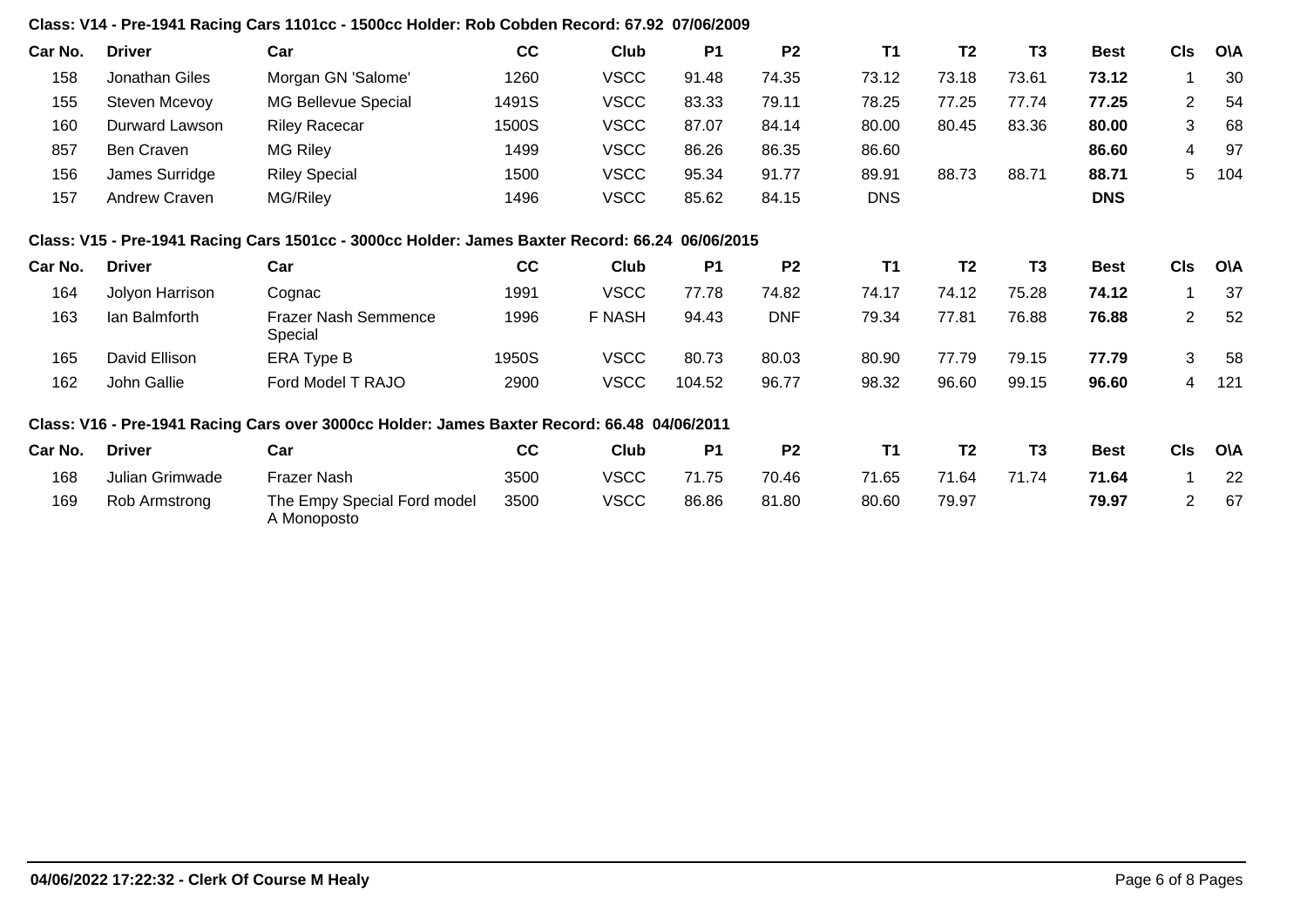**Class: V14 - Pre-1941 Racing Cars 1101cc - 1500cc Holder: Rob Cobden Record: 67.92 07/06/2009**

| Car No. | Driver | Car | CC | Club | P1 | P2 | T1 | T2 | T3 | Best | Cls | O\A |
|---|---|---|---|---|---|---|---|---|---|---|---|---|
| 158 | Jonathan Giles | Morgan GN 'Salome' | 1260 | VSCC | 91.48 | 74.35 | 73.12 | 73.18 | 73.61 | **73.12** | 1 | 30 |
| 155 | Steven Mcevoy | MG Bellevue Special | 1491S | VSCC | 83.33 | 79.11 | 78.25 | 77.25 | 77.74 | **77.25** | 2 | 54 |
| 160 | Durward Lawson | Riley Racecar | 1500S | VSCC | 87.07 | 84.14 | 80.00 | 80.45 | 83.36 | **80.00** | 3 | 68 |
| 857 | Ben Craven | MG Riley | 1499 | VSCC | 86.26 | 86.35 | 86.60 | | | **86.60** | 4 | 97 |
| 156 | James Surridge | Riley Special | 1500 | VSCC | 95.34 | 91.77 | 89.91 | 88.73 | 88.71 | **88.71** | 5 | 104 |
| 157 | Andrew Craven | MG/Riley | 1496 | VSCC | 85.62 | 84.15 | DNS | | | **DNS** | | |

**Class: V15 - Pre-1941 Racing Cars 1501cc - 3000cc Holder: James Baxter Record: 66.24 06/06/2015**

| Car No. | Driver | Car | CC | Club | P1 | P2 | T1 | T2 | T3 | Best | Cls | O\A |
|---|---|---|---|---|---|---|---|---|---|---|---|---|
| 164 | Jolyon Harrison | Cognac | 1991 | VSCC | 77.78 | 74.82 | 74.17 | 74.12 | 75.28 | **74.12** | 1 | 37 |
| 163 | Ian Balmforth | Frazer Nash Semmence Special | 1996 | F NASH | 94.43 | DNF | 79.34 | 77.81 | 76.88 | **76.88** | 2 | 52 |
| 165 | David Ellison | ERA Type B | 1950S | VSCC | 80.73 | 80.03 | 80.90 | 77.79 | 79.15 | **77.79** | 3 | 58 |
| 162 | John Gallie | Ford Model T RAJO | 2900 | VSCC | 104.52 | 96.77 | 98.32 | 96.60 | 99.15 | **96.60** | 4 | 121 |

**Class: V16 - Pre-1941 Racing Cars over 3000cc Holder: James Baxter Record: 66.48 04/06/2011**

| Car No. | Driver | Car | CC | Club | P1 | P2 | T1 | T2 | T3 | Best | Cls | O\A |
|---|---|---|---|---|---|---|---|---|---|---|---|---|
| 168 | Julian Grimwade | Frazer Nash | 3500 | VSCC | 71.75 | 70.46 | 71.65 | 71.64 | 71.74 | **71.64** | 1 | 22 |
| 169 | Rob Armstrong | The Empy Special Ford model A Monoposto | 3500 | VSCC | 86.86 | 81.80 | 80.60 | 79.97 | | **79.97** | 2 | 67 |

**04/06/2022 17:22:32 - Clerk Of Course M Healy**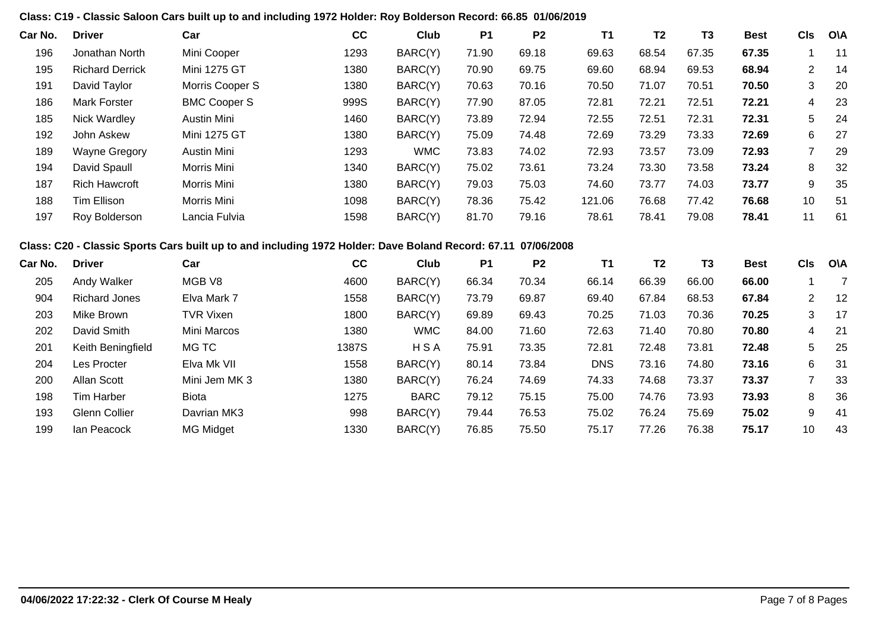**Class: C19 - Classic Saloon Cars built up to and including 1972 Holder: Roy Bolderson Record: 66.85 01/06/2019**

| Car No. | Driver | Car | CC | Club | P1 | P2 | T1 | T2 | T3 | Best | Cls | O\A |
|---|---|---|---|---|---|---|---|---|---|---|---|---|
| 196 | Jonathan North | Mini Cooper | 1293 | BARC(Y) | 71.90 | 69.18 | 69.63 | 68.54 | 67.35 | **67.35** | 1 | 11 |
| 195 | Richard Derrick | Mini 1275 GT | 1380 | BARC(Y) | 70.90 | 69.75 | 69.60 | 68.94 | 69.53 | **68.94** | 2 | 14 |
| 191 | David Taylor | Morris Cooper S | 1380 | BARC(Y) | 70.63 | 70.16 | 70.50 | 71.07 | 70.51 | **70.50** | 3 | 20 |
| 186 | Mark Forster | BMC Cooper S | 999S | BARC(Y) | 77.90 | 87.05 | 72.81 | 72.21 | 72.51 | **72.21** | 4 | 23 |
| 185 | Nick Wardley | Austin Mini | 1460 | BARC(Y) | 73.89 | 72.94 | 72.55 | 72.51 | 72.31 | **72.31** | 5 | 24 |
| 192 | John Askew | Mini 1275 GT | 1380 | BARC(Y) | 75.09 | 74.48 | 72.69 | 73.29 | 73.33 | **72.69** | 6 | 27 |
| 189 | Wayne Gregory | Austin Mini | 1293 | WMC | 73.83 | 74.02 | 72.93 | 73.57 | 73.09 | **72.93** | 7 | 29 |
| 194 | David Spaull | Morris Mini | 1340 | BARC(Y) | 75.02 | 73.61 | 73.24 | 73.30 | 73.58 | **73.24** | 8 | 32 |
| 187 | Rich Hawcroft | Morris Mini | 1380 | BARC(Y) | 79.03 | 75.03 | 74.60 | 73.77 | 74.03 | **73.77** | 9 | 35 |
| 188 | Tim Ellison | Morris Mini | 1098 | BARC(Y) | 78.36 | 75.42 | 121.06 | 76.68 | 77.42 | **76.68** | 10 | 51 |
| 197 | Roy Bolderson | Lancia Fulvia | 1598 | BARC(Y) | 81.70 | 79.16 | 78.61 | 78.41 | 79.08 | **78.41** | 11 | 61 |

**Class: C20 - Classic Sports Cars built up to and including 1972 Holder: Dave Boland Record: 67.11 07/06/2008**

| Car No. | Driver | Car | CC | Club | P1 | P2 | T1 | T2 | T3 | Best | Cls | O\A |
|---|---|---|---|---|---|---|---|---|---|---|---|---|
| 205 | Andy Walker | MGB V8 | 4600 | BARC(Y) | 66.34 | 70.34 | 66.14 | 66.39 | 66.00 | **66.00** | 1 | 7 |
| 904 | Richard Jones | Elva Mark 7 | 1558 | BARC(Y) | 73.79 | 69.87 | 69.40 | 67.84 | 68.53 | **67.84** | 2 | 12 |
| 203 | Mike Brown | TVR Vixen | 1800 | BARC(Y) | 69.89 | 69.43 | 70.25 | 71.03 | 70.36 | **70.25** | 3 | 17 |
| 202 | David Smith | Mini Marcos | 1380 | WMC | 84.00 | 71.60 | 72.63 | 71.40 | 70.80 | **70.80** | 4 | 21 |
| 201 | Keith Beningfield | MG TC | 1387S | H S A | 75.91 | 73.35 | 72.81 | 72.48 | 73.81 | **72.48** | 5 | 25 |
| 204 | Les Procter | Elva Mk VII | 1558 | BARC(Y) | 80.14 | 73.84 | DNS | 73.16 | 74.80 | **73.16** | 6 | 31 |
| 200 | Allan Scott | Mini Jem MK 3 | 1380 | BARC(Y) | 76.24 | 74.69 | 74.33 | 74.68 | 73.37 | **73.37** | 7 | 33 |
| 198 | Tim Harber | Biota | 1275 | BARC | 79.12 | 75.15 | 75.00 | 74.76 | 73.93 | **73.93** | 8 | 36 |
| 193 | Glenn Collier | Davrian MK3 | 998 | BARC(Y) | 79.44 | 76.53 | 75.02 | 76.24 | 75.69 | **75.02** | 9 | 41 |
| 199 | Ian Peacock | MG Midget | 1330 | BARC(Y) | 76.85 | 75.50 | 75.17 | 77.26 | 76.38 | **75.17** | 10 | 43 |

**04/06/2022 17:22:32 - Clerk Of Course M Healy**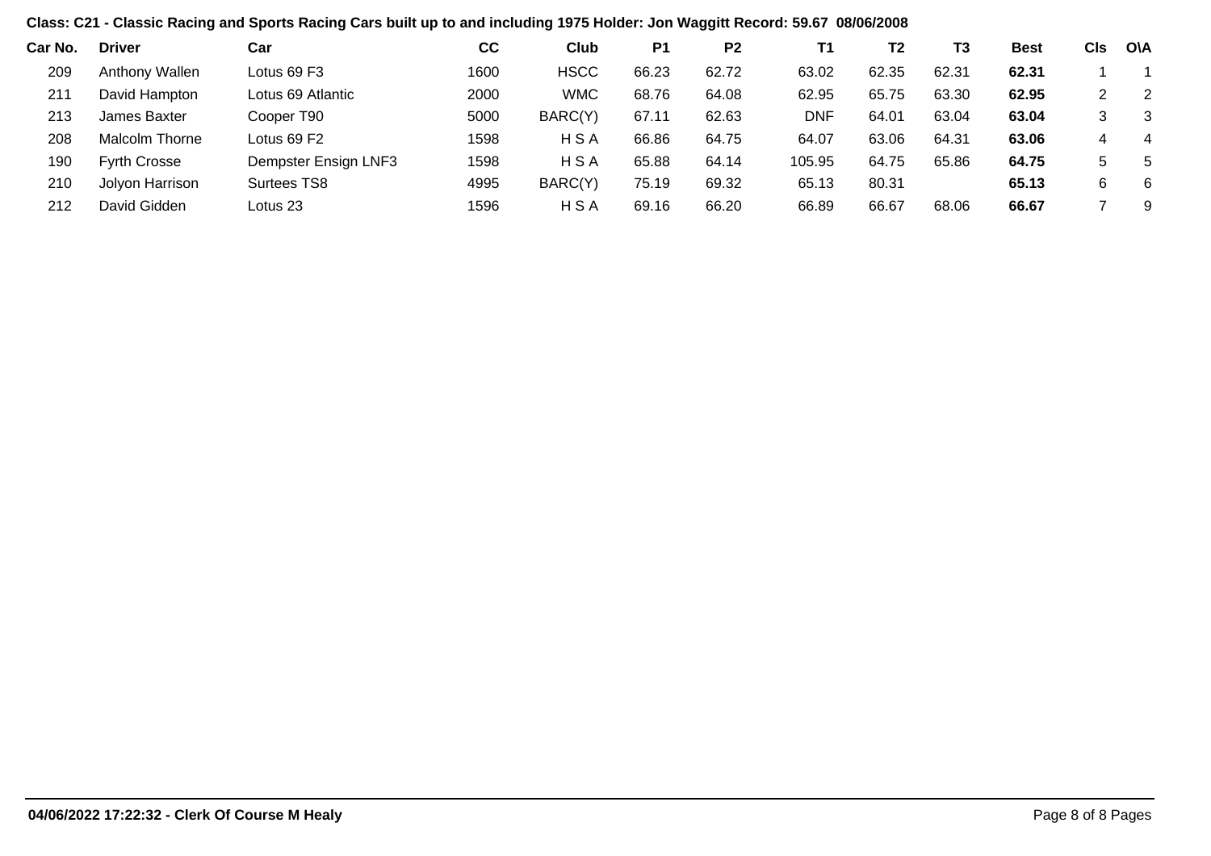**Class: C21 - Classic Racing and Sports Racing Cars built up to and including 1975 Holder: Jon Waggitt Record: 59.67 08/06/2008**

| Car No. | Driver | Car | CC | Club | P1 | P2 | T1 | T2 | T3 | Best | Cls | O\A |
|---|---|---|---|---|---|---|---|---|---|---|---|---|
| 209 | Anthony Wallen | Lotus 69 F3 | 1600 | HSCC | 66.23 | 62.72 | 63.02 | 62.35 | 62.31 | **62.31** | 1 | 1 |
| 211 | David Hampton | Lotus 69 Atlantic | 2000 | WMC | 68.76 | 64.08 | 62.95 | 65.75 | 63.30 | **62.95** | 2 | 2 |
| 213 | James Baxter | Cooper T90 | 5000 | BARC(Y) | 67.11 | 62.63 | DNF | 64.01 | 63.04 | **63.04** | 3 | 3 |
| 208 | Malcolm Thorne | Lotus 69 F2 | 1598 | H S A | 66.86 | 64.75 | 64.07 | 63.06 | 64.31 | **63.06** | 4 | 4 |
| 190 | Fyrth Crosse | Dempster Ensign LNF3 | 1598 | H S A | 65.88 | 64.14 | 105.95 | 64.75 | 65.86 | **64.75** | 5 | 5 |
| 210 | Jolyon Harrison | Surtees TS8 | 4995 | BARC(Y) | 75.19 | 69.32 | 65.13 | 80.31 | | **65.13** | 6 | 6 |
| 212 | David Gidden | Lotus 23 | 1596 | H S A | 69.16 | 66.20 | 66.89 | 66.67 | 68.06 | **66.67** | 7 | 9 |

**04/06/2022 17:22:32 - Clerk Of Course M Healy**